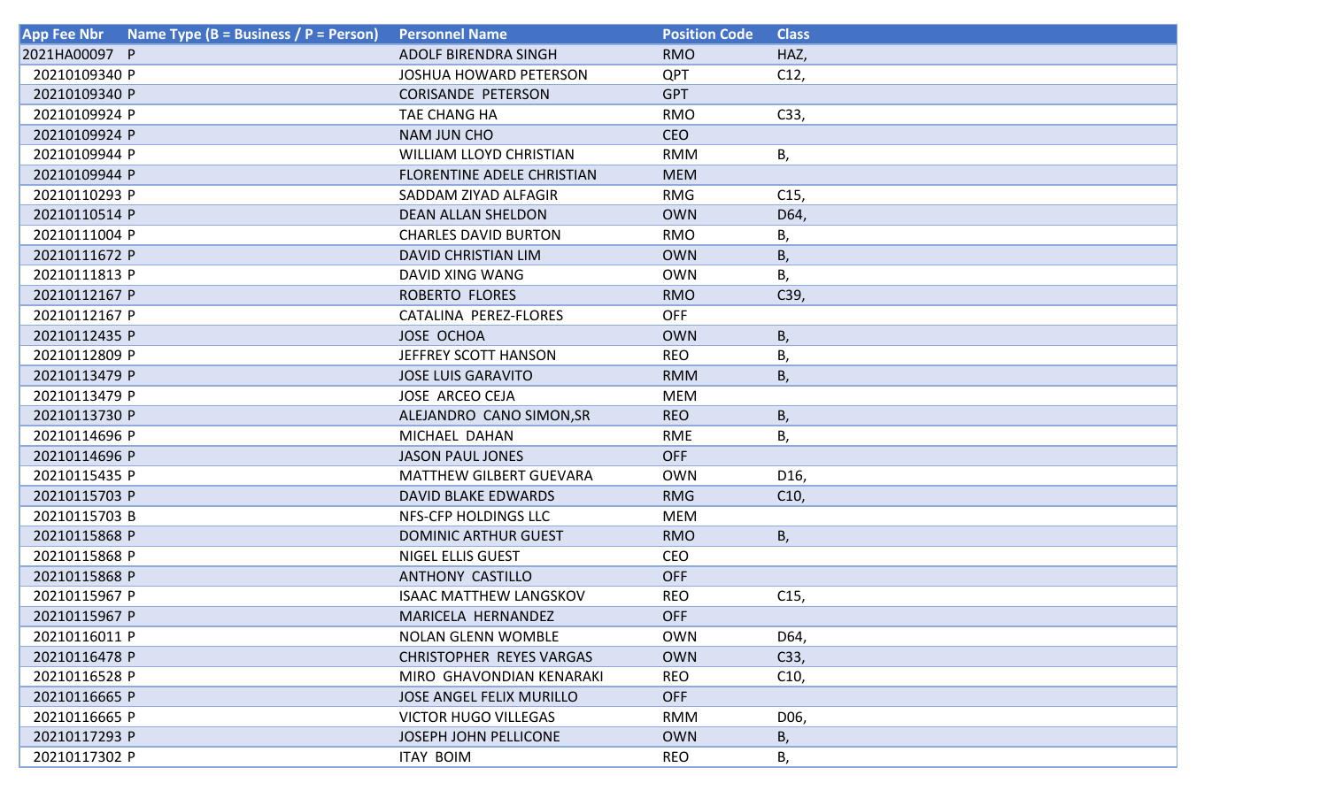| App Fee Nbr | Name Type (B = Business / P = Person) | Personnel Name | Position Code | Class |
|---|---|---|---|---|
| 2021HA00097 | P | ADOLF BIRENDRA SINGH | RMO | HAZ, |
| 20210109340 | P | JOSHUA HOWARD PETERSON | QPT | C12, |
| 20210109340 | P | CORISANDE PETERSON | GPT | |
| 20210109924 | P | TAE CHANG HA | RMO | C33, |
| 20210109924 | P | NAM JUN CHO | CEO | |
| 20210109944 | P | WILLIAM LLOYD CHRISTIAN | RMM | B, |
| 20210109944 | P | FLORENTINE ADELE CHRISTIAN | MEM | |
| 20210110293 | P | SADDAM ZIYAD ALFAGIR | RMG | C15, |
| 20210110514 | P | DEAN ALLAN SHELDON | OWN | D64, |
| 20210111004 | P | CHARLES DAVID BURTON | RMO | B, |
| 20210111672 | P | DAVID CHRISTIAN LIM | OWN | B, |
| 20210111813 | P | DAVID XING WANG | OWN | B, |
| 20210112167 | P | ROBERTO FLORES | RMO | C39, |
| 20210112167 | P | CATALINA PEREZ-FLORES | OFF | |
| 20210112435 | P | JOSE OCHOA | OWN | B, |
| 20210112809 | P | JEFFREY SCOTT HANSON | REO | B, |
| 20210113479 | P | JOSE LUIS GARAVITO | RMM | B, |
| 20210113479 | P | JOSE ARCEO CEJA | MEM | |
| 20210113730 | P | ALEJANDRO CANO SIMON,SR | REO | B, |
| 20210114696 | P | MICHAEL DAHAN | RME | B, |
| 20210114696 | P | JASON PAUL JONES | OFF | |
| 20210115435 | P | MATTHEW GILBERT GUEVARA | OWN | D16, |
| 20210115703 | P | DAVID BLAKE EDWARDS | RMG | C10, |
| 20210115703 | B | NFS-CFP HOLDINGS LLC | MEM | |
| 20210115868 | P | DOMINIC ARTHUR GUEST | RMO | B, |
| 20210115868 | P | NIGEL ELLIS GUEST | CEO | |
| 20210115868 | P | ANTHONY CASTILLO | OFF | |
| 20210115967 | P | ISAAC MATTHEW LANGSKOV | REO | C15, |
| 20210115967 | P | MARICELA HERNANDEZ | OFF | |
| 20210116011 | P | NOLAN GLENN WOMBLE | OWN | D64, |
| 20210116478 | P | CHRISTOPHER REYES VARGAS | OWN | C33, |
| 20210116528 | P | MIRO GHAVONDIAN KENARAKI | REO | C10, |
| 20210116665 | P | JOSE ANGEL FELIX MURILLO | OFF | |
| 20210116665 | P | VICTOR HUGO VILLEGAS | RMM | D06, |
| 20210117293 | P | JOSEPH JOHN PELLICONE | OWN | B, |
| 20210117302 | P | ITAY BOIM | REO | B, |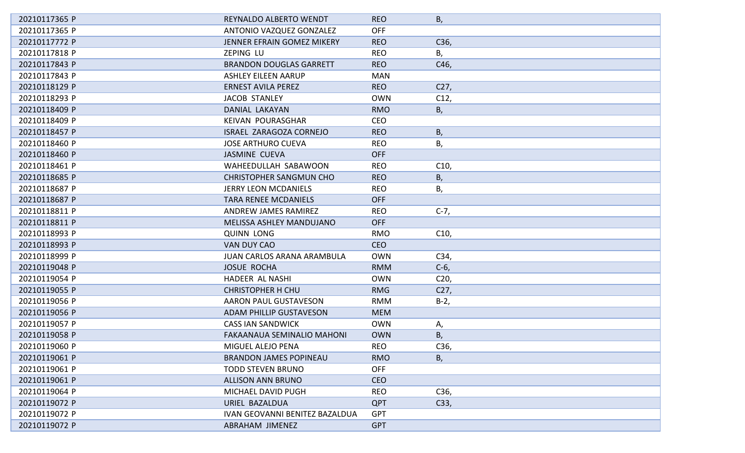| | | | |
|---|---|---|---|
| 20210117365 P | REYNALDO ALBERTO WENDT | REO | B, |
| 20210117365 P | ANTONIO VAZQUEZ GONZALEZ | OFF | |
| 20210117772 P | JENNER EFRAIN GOMEZ MIKERY | REO | C36, |
| 20210117818 P | ZEPING LU | REO | B, |
| 20210117843 P | BRANDON DOUGLAS GARRETT | REO | C46, |
| 20210117843 P | ASHLEY EILEEN AARUP | MAN | |
| 20210118129 P | ERNEST AVILA PEREZ | REO | C27, |
| 20210118293 P | JACOB STANLEY | OWN | C12, |
| 20210118409 P | DANIAL LAKAYAN | RMO | B, |
| 20210118409 P | KEIVAN POURASGHAR | CEO | |
| 20210118457 P | ISRAEL ZARAGOZA CORNEJO | REO | B, |
| 20210118460 P | JOSE ARTHURO CUEVA | REO | B, |
| 20210118460 P | JASMINE CUEVA | OFF | |
| 20210118461 P | WAHEEDULLAH SABAWOON | REO | C10, |
| 20210118685 P | CHRISTOPHER SANGMUN CHO | REO | B, |
| 20210118687 P | JERRY LEON MCDANIELS | REO | B, |
| 20210118687 P | TARA RENEE MCDANIELS | OFF | |
| 20210118811 P | ANDREW JAMES RAMIREZ | REO | C-7, |
| 20210118811 P | MELISSA ASHLEY MANDUJANO | OFF | |
| 20210118993 P | QUINN LONG | RMO | C10, |
| 20210118993 P | VAN DUY CAO | CEO | |
| 20210118999 P | JUAN CARLOS ARANA ARAMBULA | OWN | C34, |
| 20210119048 P | JOSUE ROCHA | RMM | C-6, |
| 20210119054 P | HADEER AL NASHI | OWN | C20, |
| 20210119055 P | CHRISTOPHER H CHU | RMG | C27, |
| 20210119056 P | AARON PAUL GUSTAVESON | RMM | B-2, |
| 20210119056 P | ADAM PHILLIP GUSTAVESON | MEM | |
| 20210119057 P | CASS IAN SANDWICK | OWN | A, |
| 20210119058 P | FAKAANAUA SEMINALIO MAHONI | OWN | B, |
| 20210119060 P | MIGUEL ALEJO PENA | REO | C36, |
| 20210119061 P | BRANDON JAMES POPINEAU | RMO | B, |
| 20210119061 P | TODD STEVEN BRUNO | OFF | |
| 20210119061 P | ALLISON ANN BRUNO | CEO | |
| 20210119064 P | MICHAEL DAVID PUGH | REO | C36, |
| 20210119072 P | URIEL BAZALDUA | QPT | C33, |
| 20210119072 P | IVAN GEOVANNI BENITEZ BAZALDUA | GPT | |
| 20210119072 P | ABRAHAM JIMENEZ | GPT | |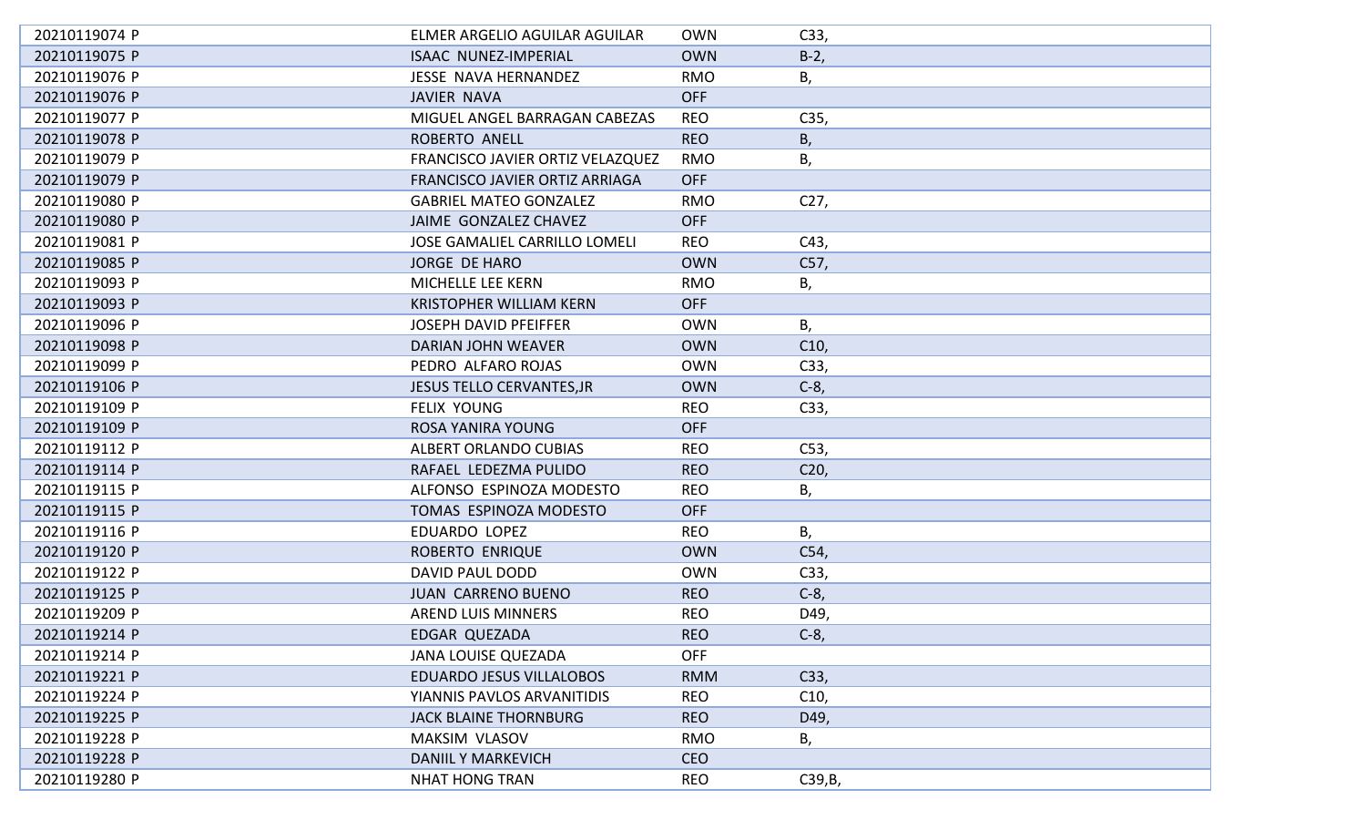| | | | |
|---|---|---|---|
| 20210119074 P | ELMER ARGELIO AGUILAR AGUILAR | OWN | C33, |
| 20210119075 P | ISAAC NUNEZ-IMPERIAL | OWN | B-2, |
| 20210119076 P | JESSE NAVA HERNANDEZ | RMO | B, |
| 20210119076 P | JAVIER NAVA | OFF | |
| 20210119077 P | MIGUEL ANGEL BARRAGAN CABEZAS | REO | C35, |
| 20210119078 P | ROBERTO ANELL | REO | B, |
| 20210119079 P | FRANCISCO JAVIER ORTIZ VELAZQUEZ | RMO | B, |
| 20210119079 P | FRANCISCO JAVIER ORTIZ ARRIAGA | OFF | |
| 20210119080 P | GABRIEL MATEO GONZALEZ | RMO | C27, |
| 20210119080 P | JAIME GONZALEZ CHAVEZ | OFF | |
| 20210119081 P | JOSE GAMALIEL CARRILLO LOMELI | REO | C43, |
| 20210119085 P | JORGE DE HARO | OWN | C57, |
| 20210119093 P | MICHELLE LEE KERN | RMO | B, |
| 20210119093 P | KRISTOPHER WILLIAM KERN | OFF | |
| 20210119096 P | JOSEPH DAVID PFEIFFER | OWN | B, |
| 20210119098 P | DARIAN JOHN WEAVER | OWN | C10, |
| 20210119099 P | PEDRO ALFARO ROJAS | OWN | C33, |
| 20210119106 P | JESUS TELLO CERVANTES,JR | OWN | C-8, |
| 20210119109 P | FELIX YOUNG | REO | C33, |
| 20210119109 P | ROSA YANIRA YOUNG | OFF | |
| 20210119112 P | ALBERT ORLANDO CUBIAS | REO | C53, |
| 20210119114 P | RAFAEL LEDEZMA PULIDO | REO | C20, |
| 20210119115 P | ALFONSO ESPINOZA MODESTO | REO | B, |
| 20210119115 P | TOMAS ESPINOZA MODESTO | OFF | |
| 20210119116 P | EDUARDO LOPEZ | REO | B, |
| 20210119120 P | ROBERTO ENRIQUE | OWN | C54, |
| 20210119122 P | DAVID PAUL DODD | OWN | C33, |
| 20210119125 P | JUAN CARRENO BUENO | REO | C-8, |
| 20210119209 P | AREND LUIS MINNERS | REO | D49, |
| 20210119214 P | EDGAR QUEZADA | REO | C-8, |
| 20210119214 P | JANA LOUISE QUEZADA | OFF | |
| 20210119221 P | EDUARDO JESUS VILLALOBOS | RMM | C33, |
| 20210119224 P | YIANNIS PAVLOS ARVANITIDIS | REO | C10, |
| 20210119225 P | JACK BLAINE THORNBURG | REO | D49, |
| 20210119228 P | MAKSIM VLASOV | RMO | B, |
| 20210119228 P | DANIIL Y MARKEVICH | CEO | |
| 20210119280 P | NHAT HONG TRAN | REO | C39,B, |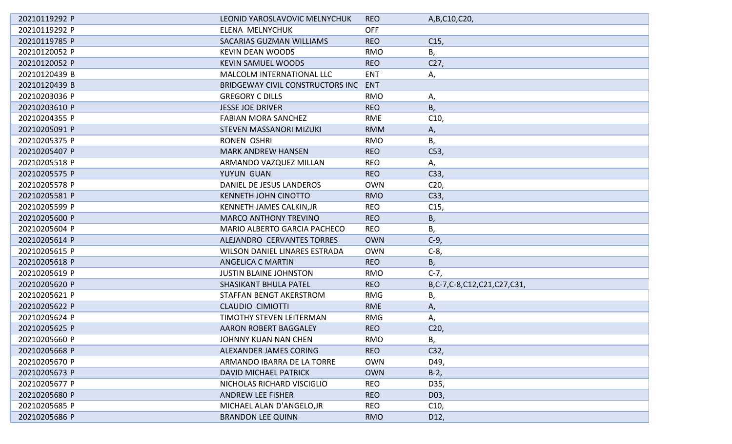| | | | |
|---|---|---|---|
| 20210119292 P | LEONID YAROSLAVOVIC MELNYCHUK | REO | A,B,C10,C20, |
| 20210119292 P | ELENA MELNYCHUK | OFF | |
| 20210119785 P | SACARIAS GUZMAN WILLIAMS | REO | C15, |
| 20210120052 P | KEVIN DEAN WOODS | RMO | B, |
| 20210120052 P | KEVIN SAMUEL WOODS | REO | C27, |
| 20210120439 B | MALCOLM INTERNATIONAL LLC | ENT | A, |
| 20210120439 B | BRIDGEWAY CIVIL CONSTRUCTORS INC | ENT | |
| 20210203036 P | GREGORY C DILLS | RMO | A, |
| 20210203610 P | JESSE JOE DRIVER | REO | B, |
| 20210204355 P | FABIAN MORA SANCHEZ | RME | C10, |
| 20210205091 P | STEVEN MASSANORI MIZUKI | RMM | A, |
| 20210205375 P | RONEN OSHRI | RMO | B, |
| 20210205407 P | MARK ANDREW HANSEN | REO | C53, |
| 20210205518 P | ARMANDO VAZQUEZ MILLAN | REO | A, |
| 20210205575 P | YUYUN GUAN | REO | C33, |
| 20210205578 P | DANIEL DE JESUS LANDEROS | OWN | C20, |
| 20210205581 P | KENNETH JOHN CINOTTO | RMO | C33, |
| 20210205599 P | KENNETH JAMES CALKIN,JR | REO | C15, |
| 20210205600 P | MARCO ANTHONY TREVINO | REO | B, |
| 20210205604 P | MARIO ALBERTO GARCIA PACHECO | REO | B, |
| 20210205614 P | ALEJANDRO CERVANTES TORRES | OWN | C-9, |
| 20210205615 P | WILSON DANIEL LINARES ESTRADA | OWN | C-8, |
| 20210205618 P | ANGELICA C MARTIN | REO | B, |
| 20210205619 P | JUSTIN BLAINE JOHNSTON | RMO | C-7, |
| 20210205620 P | SHASIKANT BHULA PATEL | REO | B,C-7,C-8,C12,C21,C27,C31, |
| 20210205621 P | STAFFAN BENGT AKERSTROM | RMG | B, |
| 20210205622 P | CLAUDIO CIMIOTTI | RME | A, |
| 20210205624 P | TIMOTHY STEVEN LEITERMAN | RMG | A, |
| 20210205625 P | AARON ROBERT BAGGALEY | REO | C20, |
| 20210205660 P | JOHNNY KUAN NAN CHEN | RMO | B, |
| 20210205668 P | ALEXANDER JAMES CORING | REO | C32, |
| 20210205670 P | ARMANDO IBARRA DE LA TORRE | OWN | D49, |
| 20210205673 P | DAVID MICHAEL PATRICK | OWN | B-2, |
| 20210205677 P | NICHOLAS RICHARD VISCIGLIO | REO | D35, |
| 20210205680 P | ANDREW LEE FISHER | REO | D03, |
| 20210205685 P | MICHAEL ALAN D'ANGELO,JR | REO | C10, |
| 20210205686 P | BRANDON LEE QUINN | RMO | D12, |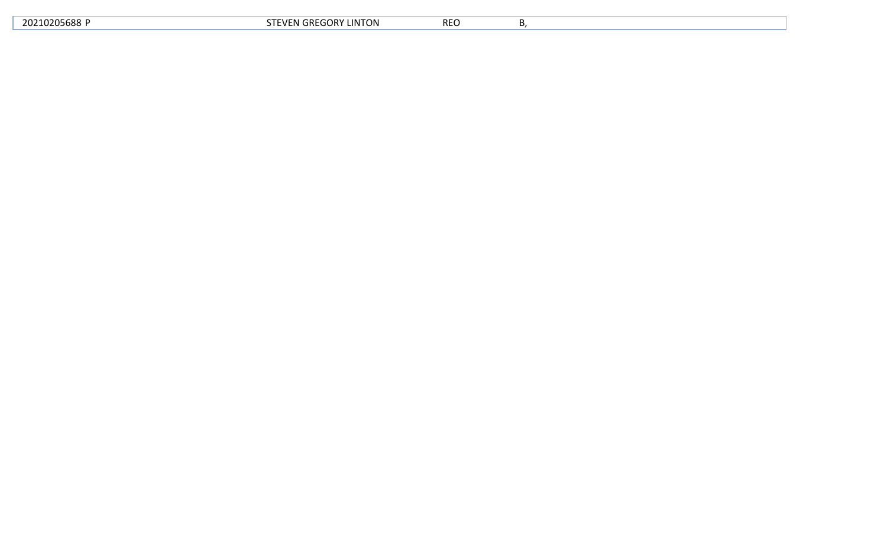| | | | |
|---|---|---|---|
| 20210205688 P | STEVEN GREGORY LINTON | REO | B, |